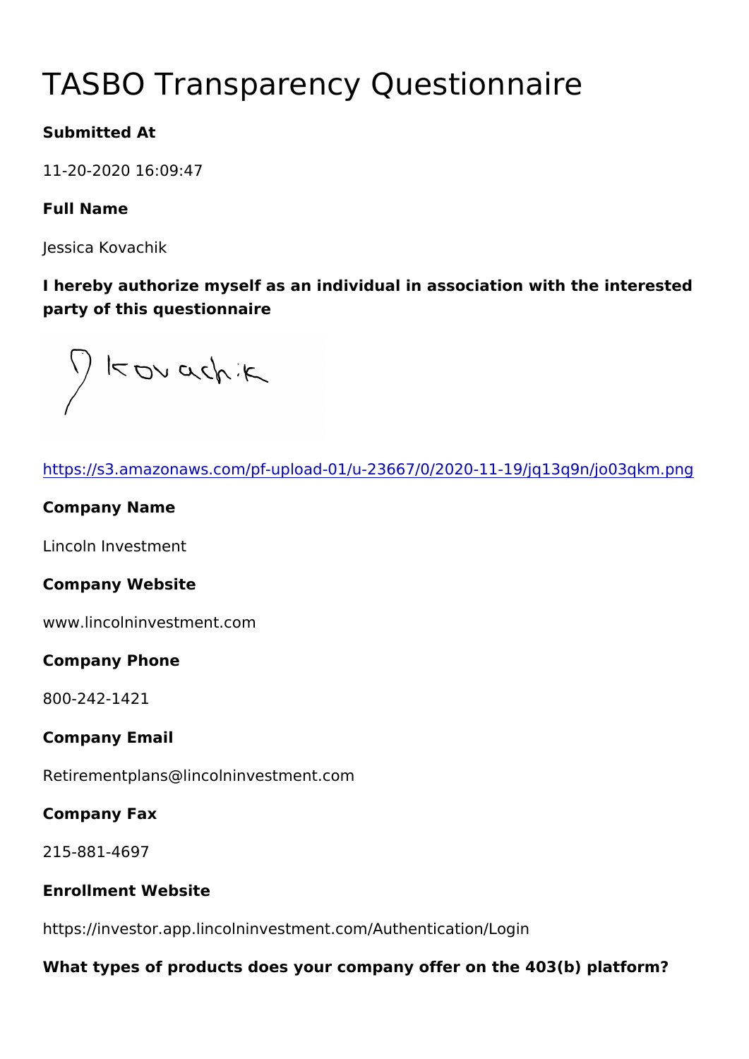# TASBO Transparency Questionnaire

**Submitted At**

11-20-2020 16:09:47

**Full Name**

Jessica Kovachik

**I hereby authorize myself as an individual in association with the interested party of this questionnaire**

https://s3.amazonaws.com/pf-upload-01/u-23667/0/2020-11-19/jq13q9n/jo03qkm.png

**Company Name**

Lincoln Investment

**Company Website**

www.lincolninvestment.com

**Company Phone**

800-242-1421

**Company Email**

Retirementplans@lincolninvestment.com

**Company Fax**

215-881-4697

**Enrollment Website**

https://investor.app.lincolninvestment.com/Authentication/Login

**What types of products does your company offer on the 403(b) platform?**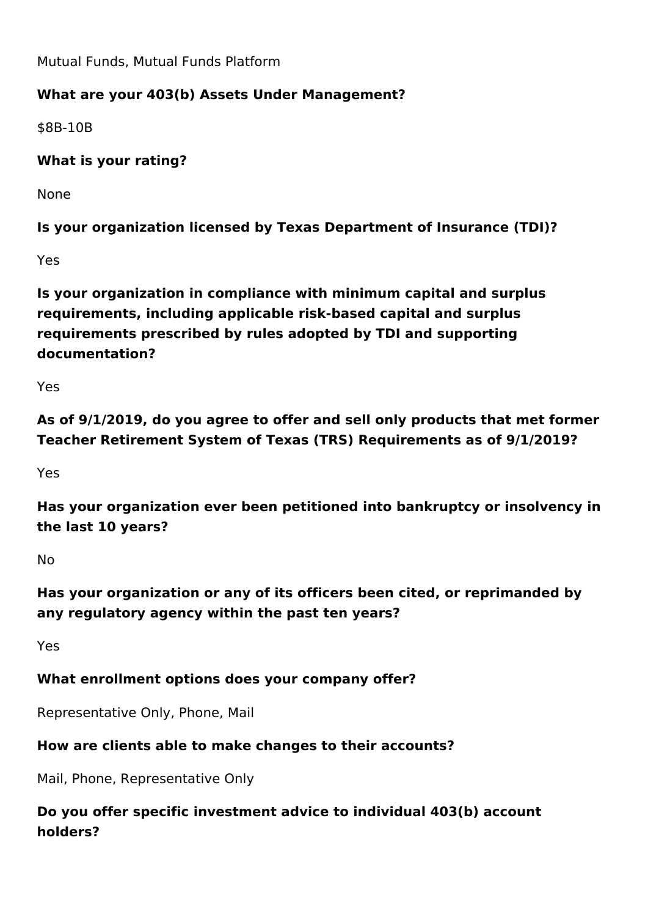Mutual Funds, Mutual Funds Platform

**What are your 403(b) Assets Under Management?**

$8B-10B

**What is your rating?**

None

**Is your organization licensed by Texas Department of Insurance (TDI)?**

Yes

**Is your organization in compliance with minimum capital and surplus requirements, including applicable risk-based capital and surplus requirements prescribed by rules adopted by TDI and supporting documentation?**

Yes

**As of 9/1/2019, do you agree to offer and sell only products that met former Teacher Retirement System of Texas (TRS) Requirements as of 9/1/2019?**

Yes

**Has your organization ever been petitioned into bankruptcy or insolvency in the last 10 years?**

No

**Has your organization or any of its officers been cited, or reprimanded by any regulatory agency within the past ten years?**

Yes

**What enrollment options does your company offer?**

Representative Only, Phone, Mail

**How are clients able to make changes to their accounts?**

Mail, Phone, Representative Only

**Do you offer specific investment advice to individual 403(b) account holders?**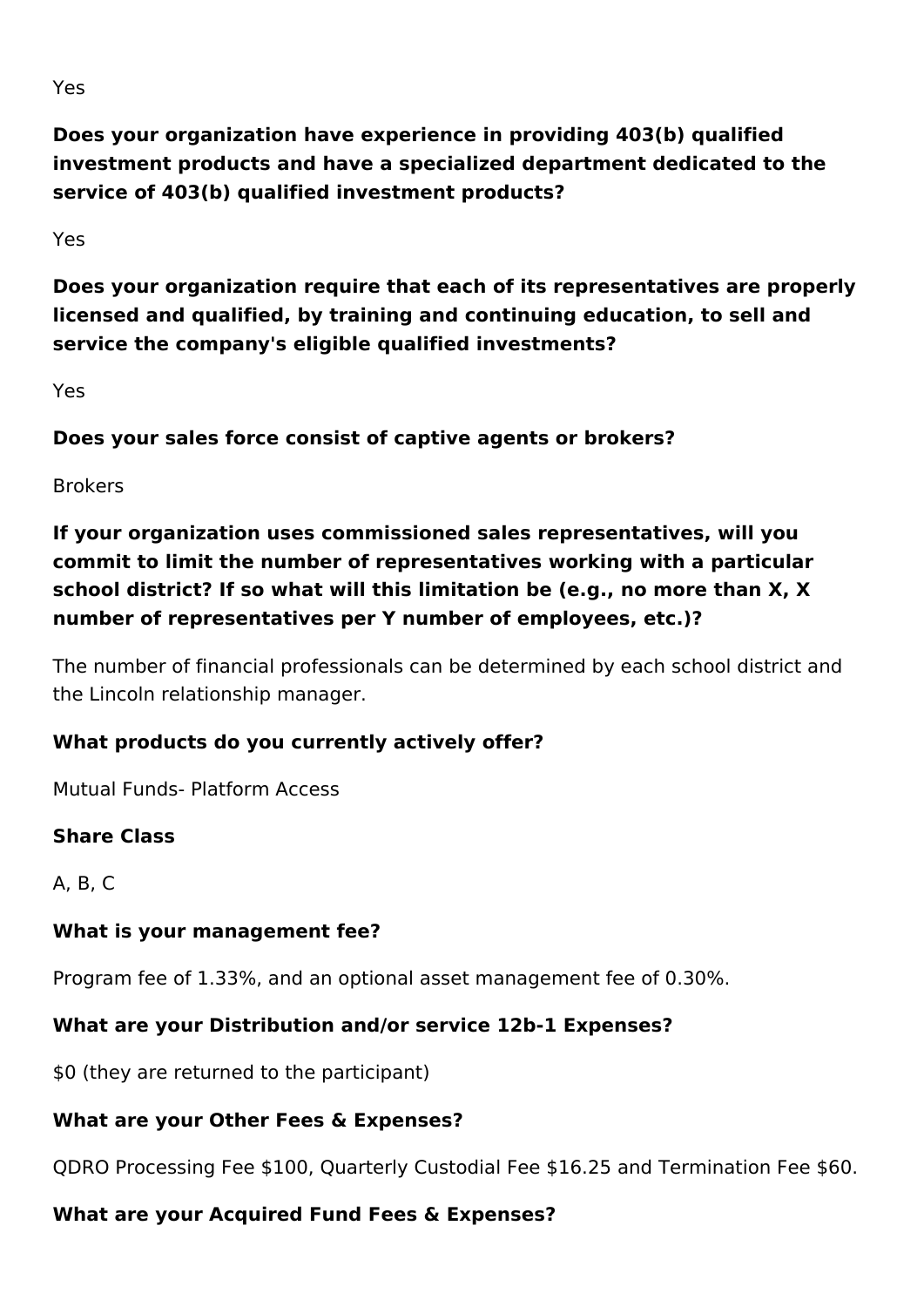Yes

**Does your organization have experience in providing 403(b) qualified investment products and have a specialized department dedicated to the service of 403(b) qualified investment products?**

Yes

**Does your organization require that each of its representatives are properly licensed and qualified, by training and continuing education, to sell and service the company's eligible qualified investments?**

Yes

**Does your sales force consist of captive agents or brokers?**

Brokers

**If your organization uses commissioned sales representatives, will you commit to limit the number of representatives working with a particular school district? If so what will this limitation be (e.g., no more than X, X number of representatives per Y number of employees, etc.)?**

The number of financial professionals can be determined by each school district and the Lincoln relationship manager.

**What products do you currently actively offer?**

Mutual Funds- Platform Access

**Share Class**

A, B, C

**What is your management fee?**

Program fee of 1.33%, and an optional asset management fee of 0.30%.

**What are your Distribution and/or service 12b-1 Expenses?**

$0 (they are returned to the participant)

**What are your Other Fees & Expenses?**

QDRO Processing Fee $100, Quarterly Custodial Fee $16.25 and Termination Fee $60.

**What are your Acquired Fund Fees & Expenses?**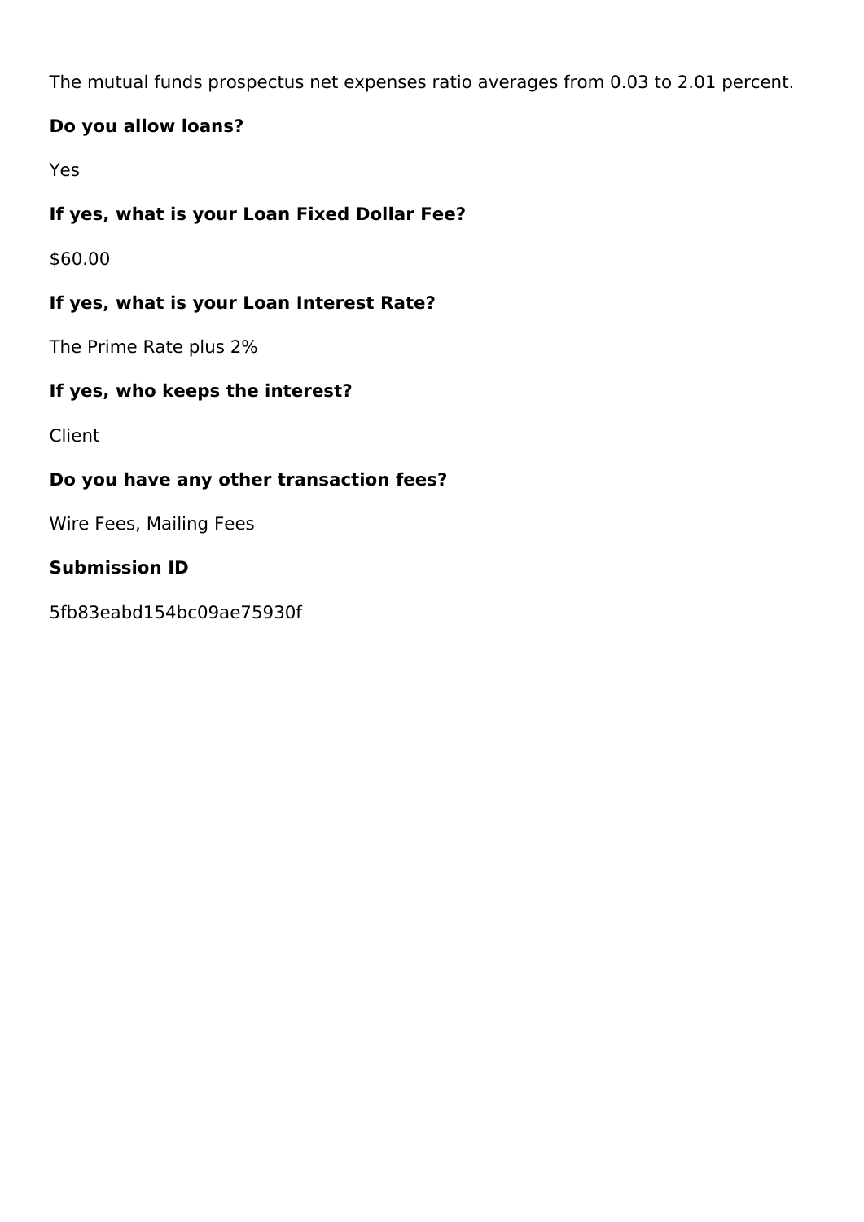The mutual funds prospectus net expenses ratio averages from 0.03 to 2.01 percent.

**Do you allow loans?**

Yes

**If yes, what is your Loan Fixed Dollar Fee?**

$60.00

**If yes, what is your Loan Interest Rate?**

The Prime Rate plus 2%

**If yes, who keeps the interest?**

Client

**Do you have any other transaction fees?**

Wire Fees, Mailing Fees

**Submission ID**

5fb83eabd154bc09ae75930f